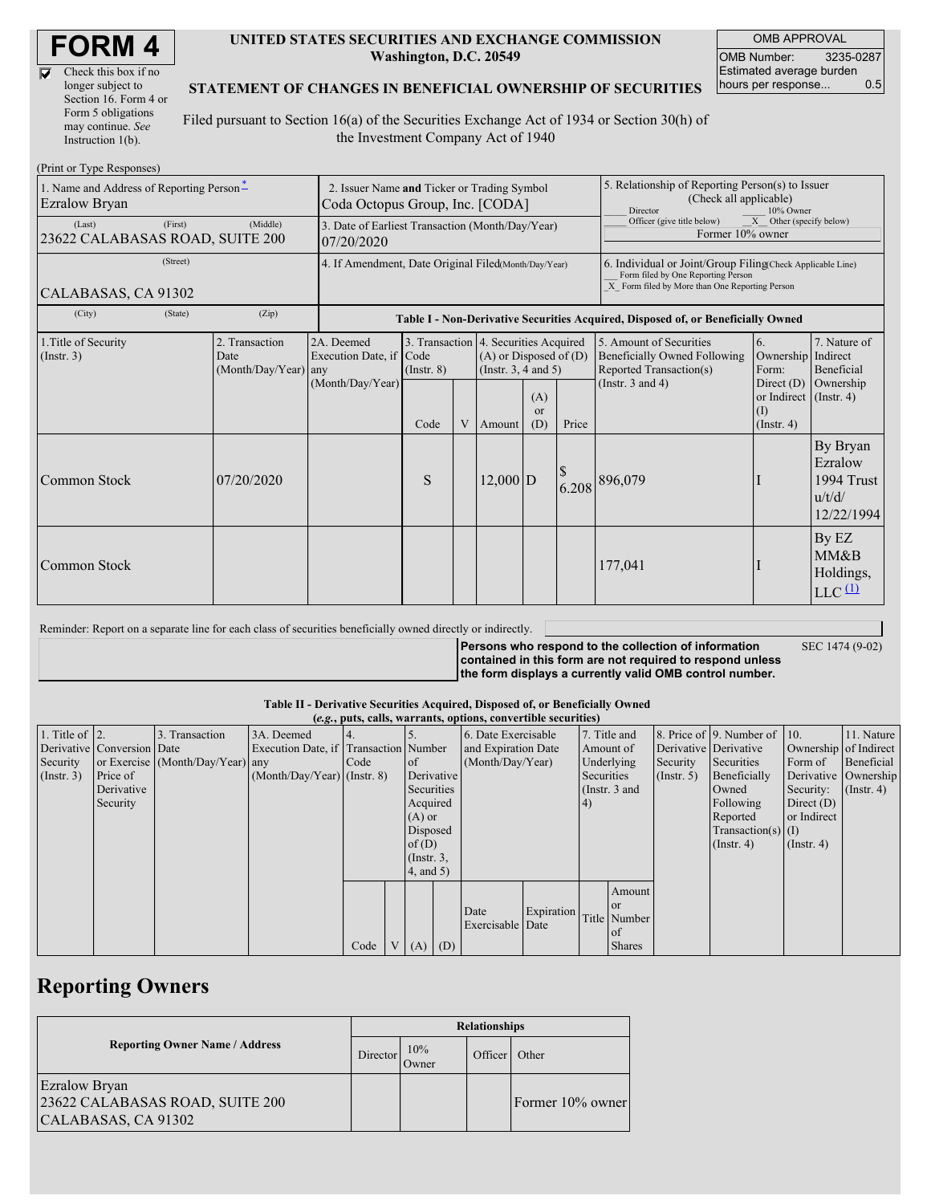# FORM 4

☑ Check this box if no longer subject to Section 16. Form 4 or Form 5 obligations may continue. *See* Instruction 1(b).

**UNITED STATES SECURITIES AND EXCHANGE COMMISSION**
**Washington, D.C. 20549**

**STATEMENT OF CHANGES IN BENEFICIAL OWNERSHIP OF SECURITIES**

Filed pursuant to Section 16(a) of the Securities Exchange Act of 1934 or Section 30(h) of the Investment Company Act of 1940

| OMB APPROVAL | |
|---|---|
| OMB Number: | 3235-0287 |
| Estimated average burden hours per response... | 0.5 |

(Print or Type Responses)

| 1. Name and Address of Reporting Person* | 2. Issuer Name and Ticker or Trading Symbol | 5. Relationship of Reporting Person(s) to Issuer (Check all applicable) |
|---|---|---|
| Ezralow Bryan | Coda Octopus Group, Inc. [CODA] | ___ Director ___ 10% Owner |
| (Last) (First) (Middle) 23622 CALABASAS ROAD, SUITE 200 | 3. Date of Earliest Transaction (Month/Day/Year) 07/20/2020 | ___ Officer (give title below) _X_ Other (specify below) Former 10% owner |
| (Street) CALABASAS, CA 91302 | 4. If Amendment, Date Original Filed (Month/Day/Year) | 6. Individual or Joint/Group Filing (Check Applicable Line) ___ Form filed by One Reporting Person _X_ Form filed by More than One Reporting Person |
| (City) (State) (Zip) | | |

**Table I - Non-Derivative Securities Acquired, Disposed of, or Beneficially Owned**

| 1.Title of Security (Instr. 3) | 2. Transaction Date (Month/Day/Year) | 2A. Deemed Execution Date, if any (Month/Day/Year) | 3. Transaction Code (Instr. 8) | | 4. Securities Acquired (A) or Disposed of (D) (Instr. 3, 4 and 5) | | | 5. Amount of Securities Beneficially Owned Following Reported Transaction(s) (Instr. 3 and 4) | 6. Ownership Form: Direct (D) or Indirect (I) (Instr. 4) | 7. Nature of Indirect Beneficial Ownership (Instr. 4) |
|---|---|---|---|---|---|---|---|---|---|---|
| | | | Code | V | Amount | (A) or (D) | Price | | | |
| Common Stock | 07/20/2020 | | S | | 12,000 | D | $ 6.208 | 896,079 | I | By Bryan Ezralow 1994 Trust u/t/d/ 12/22/1994 |
| Common Stock | | | | | | | | 177,041 | I | By EZ MM&B Holdings, LLC [(1)](#) |

Reminder: Report on a separate line for each class of securities beneficially owned directly or indirectly.

**Persons who respond to the collection of information contained in this form are not required to respond unless the form displays a currently valid OMB control number.** SEC 1474 (9-02)

**Table II - Derivative Securities Acquired, Disposed of, or Beneficially Owned**
***(e.g.*, puts, calls, warrants, options, convertible securities)**

| 1. Title of Derivative Security (Instr. 3) | 2. Conversion or Exercise Price of Derivative Security | 3. Transaction Date (Month/Day/Year) | 3A. Deemed Execution Date, if any (Month/Day/Year) | 4. Transaction Code (Instr. 8) | | 5. Number of Derivative Securities Acquired (A) or Disposed of (D) (Instr. 3, 4, and 5) | | 6. Date Exercisable and Expiration Date (Month/Day/Year) | | 7. Title and Amount of Underlying Securities (Instr. 3 and 4) | | 8. Price of Derivative Security (Instr. 5) | 9. Number of Derivative Securities Beneficially Owned Following Reported Transaction(s) (Instr. 4) | 10. Ownership Form of Derivative Security: Direct (D) or Indirect (I) (Instr. 4) | 11. Nature of Indirect Beneficial Ownership (Instr. 4) |
|---|---|---|---|---|---|---|---|---|---|---|---|---|---|---|---|
| | | | | Code | V | (A) | (D) | Date Exercisable | Expiration Date | Title | Amount or Number of Shares | | | | |

## Reporting Owners

| Reporting Owner Name / Address | Relationships | | | |
|---|---|---|---|---|
| | Director | 10% Owner | Officer | Other |
| Ezralow Bryan 23622 CALABASAS ROAD, SUITE 200 CALABASAS, CA 91302 | | | | Former 10% owner |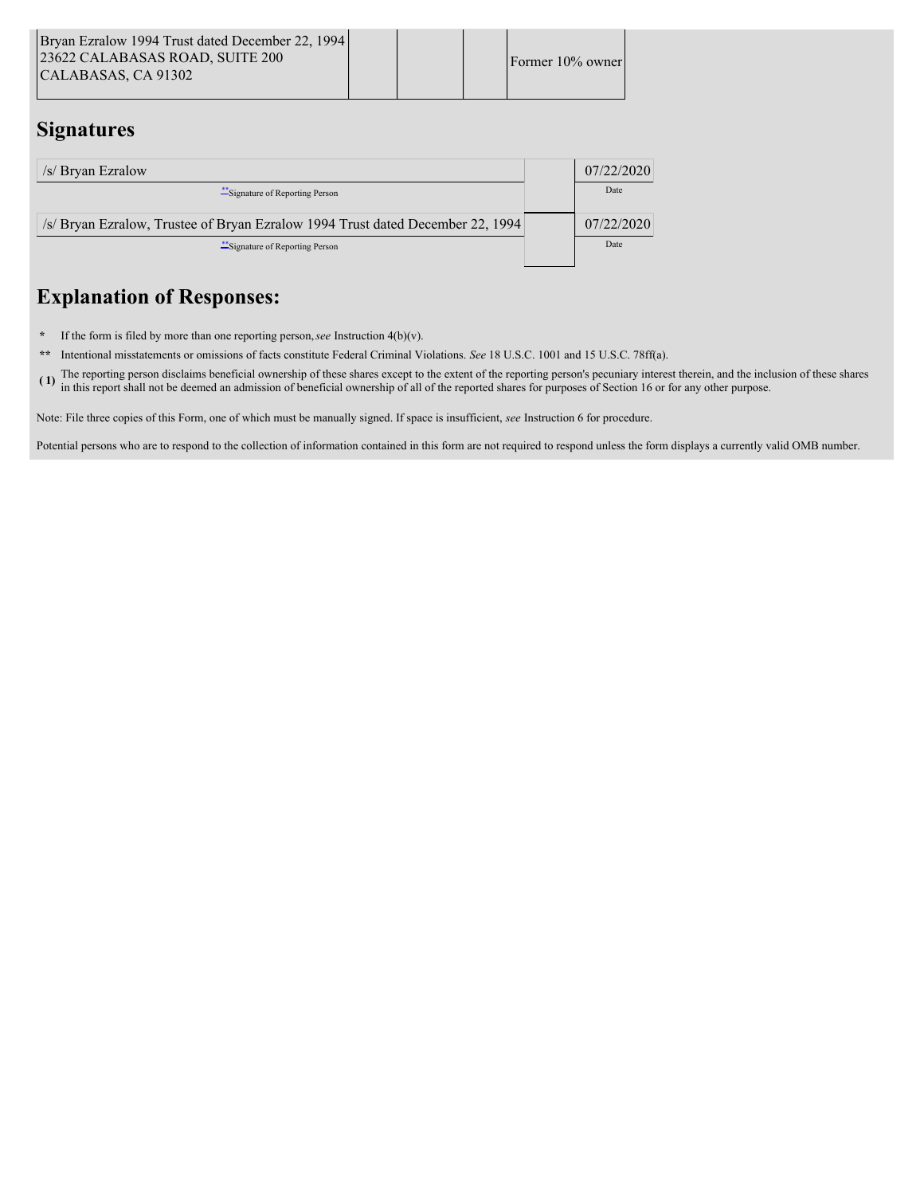| | | | | |
|---|---|---|---|---|
| Bryan Ezralow 1994 Trust dated December 22, 1994<br>23622 CALABASAS ROAD, SUITE 200<br>CALABASAS, CA 91302 | | | | Former 10% owner |

## Signatures

| | | |
|---|---|---|
| /s/ Bryan Ezralow | | 07/22/2020 |
| **Signature of Reporting Person | | Date |
| /s/ Bryan Ezralow, Trustee of Bryan Ezralow 1994 Trust dated December 22, 1994 | | 07/22/2020 |
| **Signature of Reporting Person | | Date |

## Explanation of Responses:

\* If the form is filed by more than one reporting person, *see* Instruction 4(b)(v).

\*\* Intentional misstatements or omissions of facts constitute Federal Criminal Violations. *See* 18 U.S.C. 1001 and 15 U.S.C. 78ff(a).

( 1) The reporting person disclaims beneficial ownership of these shares except to the extent of the reporting person's pecuniary interest therein, and the inclusion of these shares in this report shall not be deemed an admission of beneficial ownership of all of the reported shares for purposes of Section 16 or for any other purpose.

Note: File three copies of this Form, one of which must be manually signed. If space is insufficient, *see* Instruction 6 for procedure.

Potential persons who are to respond to the collection of information contained in this form are not required to respond unless the form displays a currently valid OMB number.